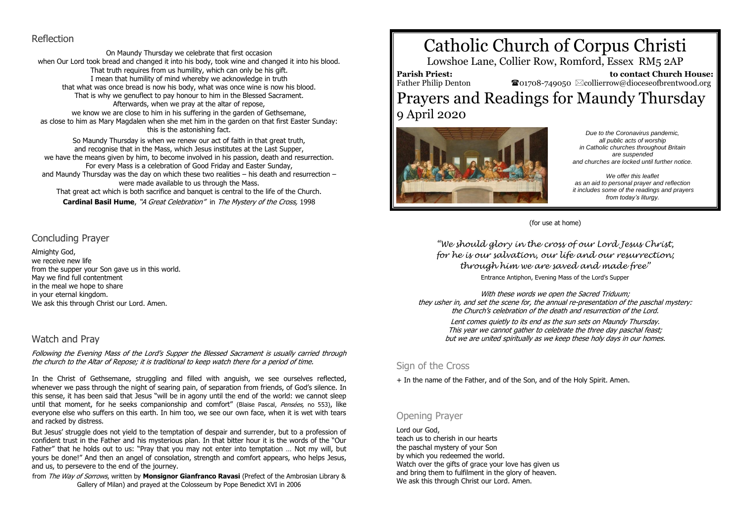# Catholic Church of Corpus Christi

Lowshoe Lane, Collier Row, Romford, Essex RM5 2AP

**Parish Priest:** Father Philip Denton

**to contact Church House:** ☎01708-749050 ✉collierrow@dioceseofbrentwood.org

# Prayers and Readings for Maundy Thursday

## 9 April 2020

*Due to the Coronavirus pandemic, all public acts of worship in Catholic churches throughout Britain are suspended and churches are locked until further notice.*

*We offer this leaflet as an aid to personal prayer and reflection it includes some of the readings and prayers from today's liturgy.*

(for use at home)

*"We should glory in the cross of our Lord Jesus Christ, for he is our salvation, our life and our resurrection; through him we are saved and made free"*

Entrance Antiphon, Evening Mass of the Lord's Supper

*With these words we open the Sacred Triduum; they usher in, and set the scene for, the annual re-presentation of the paschal mystery: the Church's celebration of the death and resurrection of the Lord.*

*Lent comes quietly to its end as the sun sets on Maundy Thursday. This year we cannot gather to celebrate the three day paschal feast; but we are united spiritually as we keep these holy days in our homes.*

## Sign of the Cross

+ In the name of the Father, and of the Son, and of the Holy Spirit. Amen.

## Opening Prayer

Lord our God,
teach us to cherish in our hearts
the paschal mystery of your Son
by which you redeemed the world.
Watch over the gifts of grace your love has given us
and bring them to fulfilment in the glory of heaven.
We ask this through Christ our Lord. Amen.

## Reflection

On Maundy Thursday we celebrate that first occasion
when Our Lord took bread and changed it into his body, took wine and changed it into his blood.
That truth requires from us humility, which can only be his gift.
I mean that humility of mind whereby we acknowledge in truth
that what was once bread is now his body, what was once wine is now his blood.
That is why we genuflect to pay honour to him in the Blessed Sacrament.
Afterwards, when we pray at the altar of repose,
we know we are close to him in his suffering in the garden of Gethsemane,
as close to him as Mary Magdalen when she met him in the garden on that first Easter Sunday:
this is the astonishing fact.

So Maundy Thursday is when we renew our act of faith in that great truth,
and recognise that in the Mass, which Jesus institutes at the Last Supper,
we have the means given by him, to become involved in his passion, death and resurrection.
For every Mass is a celebration of Good Friday and Easter Sunday,
and Maundy Thursday was the day on which these two realities – his death and resurrection –
were made available to us through the Mass.
That great act which is both sacrifice and banquet is central to the life of the Church.

**Cardinal Basil Hume**, *"A Great Celebration"* in *The Mystery of the Cross,* 1998

## Concluding Prayer

Almighty God,
we receive new life
from the supper your Son gave us in this world.
May we find full contentment
in the meal we hope to share
in your eternal kingdom.
We ask this through Christ our Lord. Amen.

## Watch and Pray

*Following the Evening Mass of the Lord's Supper the Blessed Sacrament is usually carried through the church to the Altar of Repose; it is traditional to keep watch there for a period of time.*

In the Christ of Gethsemane, struggling and filled with anguish, we see ourselves reflected, whenever we pass through the night of searing pain, of separation from friends, of God's silence. In this sense, it has been said that Jesus "will be in agony until the end of the world: we cannot sleep until that moment, for he seeks companionship and comfort" (Blaise Pascal, *Pensées,* no 553), like everyone else who suffers on this earth. In him too, we see our own face, when it is wet with tears and racked by distress.

But Jesus' struggle does not yield to the temptation of despair and surrender, but to a profession of confident trust in the Father and his mysterious plan. In that bitter hour it is the words of the "Our Father" that he holds out to us: "Pray that you may not enter into temptation … Not my will, but yours be done!" And then an angel of consolation, strength and comfort appears, who helps Jesus, and us, to persevere to the end of the journey.

from *The Way of Sorrows*, written by **Monsignor Gianfranco Ravasi** (Prefect of the Ambrosian Library & Gallery of Milan) and prayed at the Colosseum by Pope Benedict XVI in 2006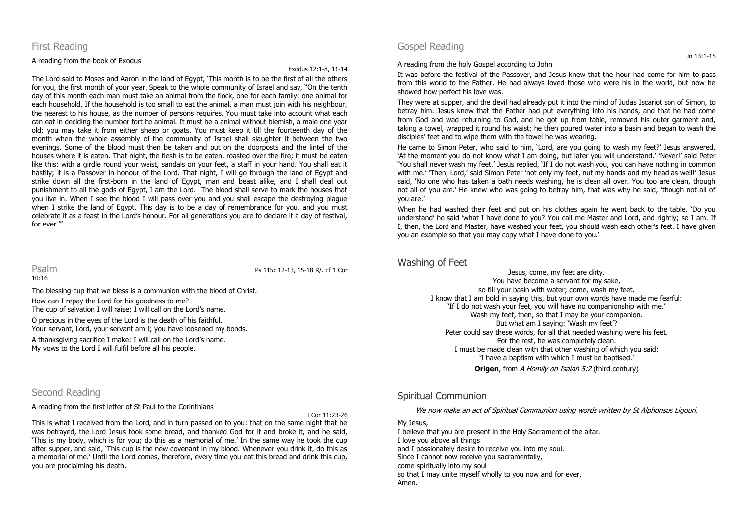## First Reading

A reading from the book of Exodus

Exodus 12:1-8, 11-14

The Lord said to Moses and Aaron in the land of Egypt, 'This month is to be the first of all the others for you, the first month of your year. Speak to the whole community of Israel and say, "On the tenth day of this month each man must take an animal from the flock, one for each family: one animal for each household. If the household is too small to eat the animal, a man must join with his neighbour, the nearest to his house, as the number of persons requires. You must take into account what each can eat in deciding the number fort he animal. It must be a animal without blemish, a male one year old; you may take it from either sheep or goats. You must keep it till the fourteenth day of the month when the whole assembly of the community of Israel shall slaughter it between the two evenings. Some of the blood must then be taken and put on the doorposts and the lintel of the houses where it is eaten. That night, the flesh is to be eaten, roasted over the fire; it must be eaten like this: with a girdle round your waist, sandals on your feet, a staff in your hand. You shall eat it hastily; it is a Passover in honour of the Lord. That night, I will go through the land of Egypt and strike down all the first-born in the land of Egypt, man and beast alike, and I shall deal out punishment to all the gods of Egypt, I am the Lord. The blood shall serve to mark the houses that you live in. When I see the blood I will pass over you and you shall escape the destroying plague when I strike the land of Egypt. This day is to be a day of remembrance for you, and you must celebrate it as a feast in the Lord's honour. For all generations you are to declare it a day of festival, for ever."'

## Psalm

Ps 115: 12-13, 15-18 R/. cf 1 Cor 10:16

The blessing-cup that we bless is a communion with the blood of Christ.

How can I repay the Lord for his goodness to me?
The cup of salvation I will raise; I will call on the Lord's name.

O precious in the eyes of the Lord is the death of his faithful.
Your servant, Lord, your servant am I; you have loosened my bonds.

A thanksgiving sacrifice I make: I will call on the Lord's name.
My vows to the Lord I will fulfil before all his people.

## Second Reading

A reading from the first letter of St Paul to the Corinthians

I Cor 11:23-26

This is what I received from the Lord, and in turn passed on to you: that on the same night that he was betrayed, the Lord Jesus took some bread, and thanked God for it and broke it, and he said, 'This is my body, which is for you; do this as a memorial of me.' In the same way he took the cup after supper, and said, 'This cup is the new covenant in my blood. Whenever you drink it, do this as a memorial of me.' Until the Lord comes, therefore, every time you eat this bread and drink this cup, you are proclaiming his death.

## Gospel Reading

Jn 13:1-15

A reading from the holy Gospel according to John

It was before the festival of the Passover, and Jesus knew that the hour had come for him to pass from this world to the Father. He had always loved those who were his in the world, but now he showed how perfect his love was.

They were at supper, and the devil had already put it into the mind of Judas Iscariot son of Simon, to betray him. Jesus knew that the Father had put everything into his hands, and that he had come from God and wad returning to God, and he got up from table, removed his outer garment and, taking a towel, wrapped it round his waist; he then poured water into a basin and began to wash the disciples' feet and to wipe them with the towel he was wearing.

He came to Simon Peter, who said to him, 'Lord, are you going to wash my feet?' Jesus answered, 'At the moment you do not know what I am doing, but later you will understand.' 'Never!' said Peter 'You shall never wash my feet.' Jesus replied, 'If I do not wash you, you can have nothing in common with me.' 'Then, Lord,' said Simon Peter 'not only my feet, nut my hands and my head as well!' Jesus said, 'No one who has taken a bath needs washing, he is clean all over. You too are clean, though not all of you are.' He knew who was going to betray him, that was why he said, 'though not all of you are.'

When he had washed their feet and put on his clothes again he went back to the table. 'Do you understand' he said 'what I have done to you? You call me Master and Lord, and rightly; so I am. If I, then, the Lord and Master, have washed your feet, you should wash each other's feet. I have given you an example so that you may copy what I have done to you.'

## Washing of Feet

Jesus, come, my feet are dirty.
You have become a servant for my sake,
so fill your basin with water; come, wash my feet.
I know that I am bold in saying this, but your own words have made me fearful:
'If I do not wash your feet, you will have no companionship with me.'
Wash my feet, then, so that I may be your companion.
But what am I saying: 'Wash my feet'?
Peter could say these words, for all that needed washing were his feet.
For the rest, he was completely clean.
I must be made clean with that other washing of which you said:
'I have a baptism with which I must be baptised.'

**Origen**, from *A Homily on Isaiah 5:2* (third century)

## Spiritual Communion

*We now make an act of Spiritual Communion using words written by St Alphonsus Ligouri.*

My Jesus,
I believe that you are present in the Holy Sacrament of the altar.
I love you above all things
and I passionately desire to receive you into my soul.
Since I cannot now receive you sacramentally,
come spiritually into my soul
so that I may unite myself wholly to you now and for ever.
Amen.